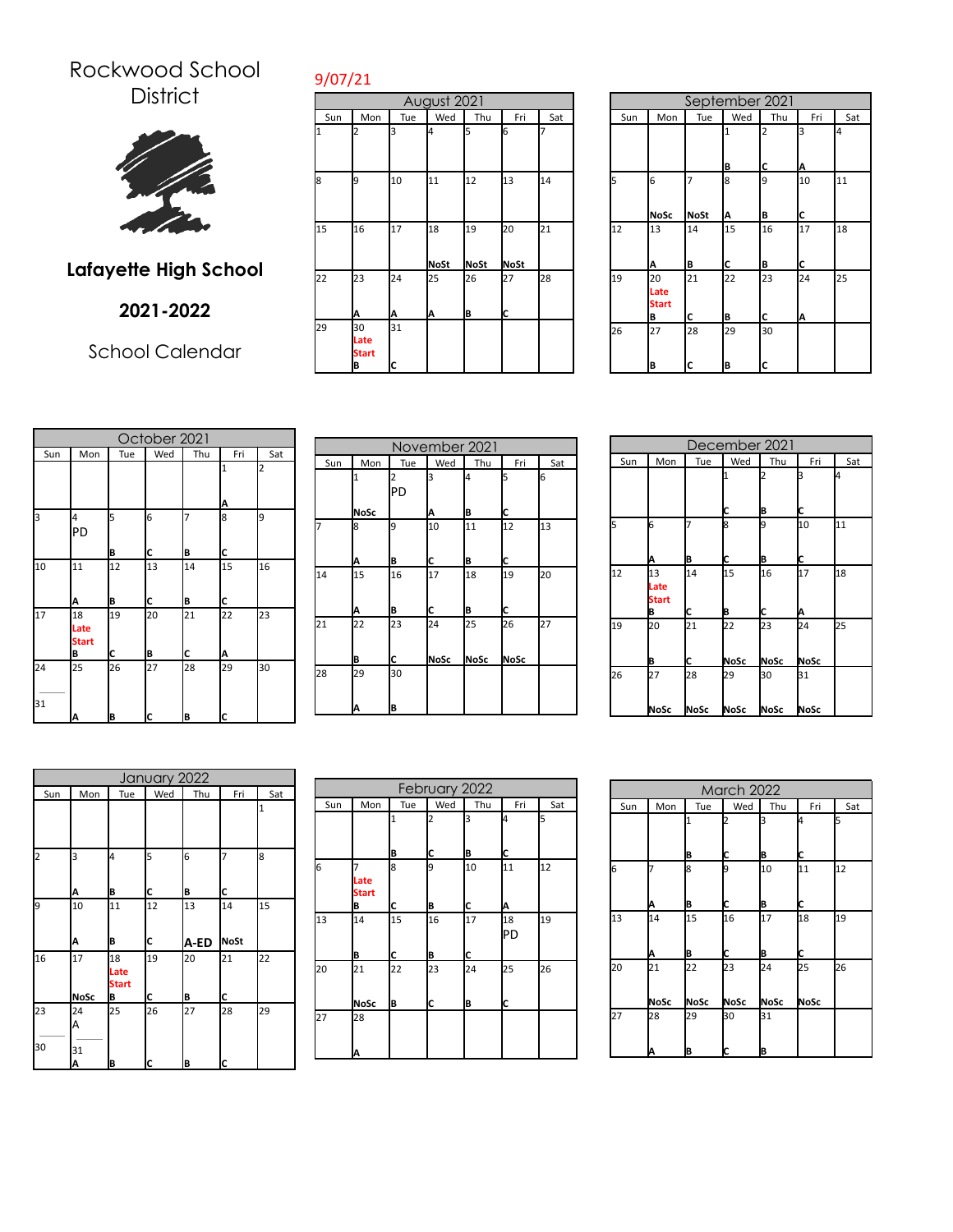# Rockwood School District

## Lafayette High School

## 2021-2022

School Calendar

9/07/21

### August 2021

| Sun | Mon | Tue | Wed | Thu | Fri | Sat |
|---|---|---|---|---|---|---|
| 1 | 2 | 3 | 4 | 5 | 6 | 7 |
| 8 | 9 | 10 | 11 | 12 | 13 | 14 |
| 15 | 16 | 17 | 18 NoSt | 19 NoSt | 20 NoSt | 21 |
| 22 | 23 A | 24 A | 25 A | 26 B | 27 C | 28 |
| 29 | 30 Late Start B | 31 C | | | | |

### September 2021

| Sun | Mon | Tue | Wed | Thu | Fri | Sat |
|---|---|---|---|---|---|---|
| | | | 1 B | 2 C | 3 A | 4 |
| 5 | 6 NoSc | 7 NoSt | 8 A | 9 B | 10 C | 11 |
| 12 | 13 A | 14 B | 15 C | 16 B | 17 C | 18 |
| 19 | 20 Late Start B | 21 C | 22 B | 23 C | 24 A | 25 |
| 26 | 27 B | 28 C | 29 B | 30 C | | |

### October 2021

| Sun | Mon | Tue | Wed | Thu | Fri | Sat |
|---|---|---|---|---|---|---|
| | | | | | 1 A | 2 |
| 3 | 4 PD | 5 B | 6 C | 7 B | 8 C | 9 |
| 10 | 11 A | 12 B | 13 C | 14 B | 15 C | 16 |
| 17 | 18 Late Start B | 19 C | 20 B | 21 C | 22 A | 23 |
| 24 / 31 | 25 A | 26 B | 27 C | 28 B | 29 C | 30 |

### November 2021

| Sun | Mon | Tue | Wed | Thu | Fri | Sat |
|---|---|---|---|---|---|---|
| | 1 NoSc | 2 PD | 3 A | 4 B | 5 C | 6 |
| 7 | 8 A | 9 B | 10 C | 11 B | 12 C | 13 |
| 14 | 15 A | 16 B | 17 C | 18 B | 19 C | 20 |
| 21 | 22 B | 23 C | 24 NoSc | 25 NoSc | 26 NoSc | 27 |
| 28 | 29 A | 30 B | | | | |

### December 2021

| Sun | Mon | Tue | Wed | Thu | Fri | Sat |
|---|---|---|---|---|---|---|
| | | | 1 C | 2 B | 3 C | 4 |
| 5 | 6 A | 7 B | 8 C | 9 B | 10 C | 11 |
| 12 | 13 Late Start B | 14 C | 15 B | 16 C | 17 A | 18 |
| 19 | 20 B | 21 C | 22 NoSc | 23 NoSc | 24 NoSc | 25 |
| 26 | 27 NoSc | 28 NoSc | 29 NoSc | 30 NoSc | 31 NoSc | |

### January 2022

| Sun | Mon | Tue | Wed | Thu | Fri | Sat |
|---|---|---|---|---|---|---|
| | | | | | | 1 |
| 2 | 3 A | 4 B | 5 C | 6 B | 7 C | 8 |
| 9 | 10 A | 11 B | 12 C | 13 A-ED | 14 NoSt | 15 |
| 16 | 17 NoSc | 18 Late Start B | 19 C | 20 B | 21 C | 22 |
| 23 / 30 | 24 A / 31 A | 25 B | 26 C | 27 B | 28 C | 29 |

### February 2022

| Sun | Mon | Tue | Wed | Thu | Fri | Sat |
|---|---|---|---|---|---|---|
| | | 1 B | 2 C | 3 B | 4 C | 5 |
| 6 | 7 Late Start B | 8 C | 9 B | 10 C | 11 A | 12 |
| 13 | 14 B | 15 C | 16 B | 17 C | 18 PD | 19 |
| 20 | 21 NoSc | 22 B | 23 C | 24 B | 25 C | 26 |
| 27 | 28 A | | | | | |

### March 2022

| Sun | Mon | Tue | Wed | Thu | Fri | Sat |
|---|---|---|---|---|---|---|
| | | 1 B | 2 C | 3 B | 4 C | 5 |
| 6 | 7 A | 8 B | 9 C | 10 B | 11 C | 12 |
| 13 | 14 A | 15 B | 16 C | 17 B | 18 C | 19 |
| 20 | 21 NoSc | 22 NoSc | 23 NoSc | 24 NoSc | 25 NoSc | 26 |
| 27 | 28 A | 29 B | 30 C | 31 B | | |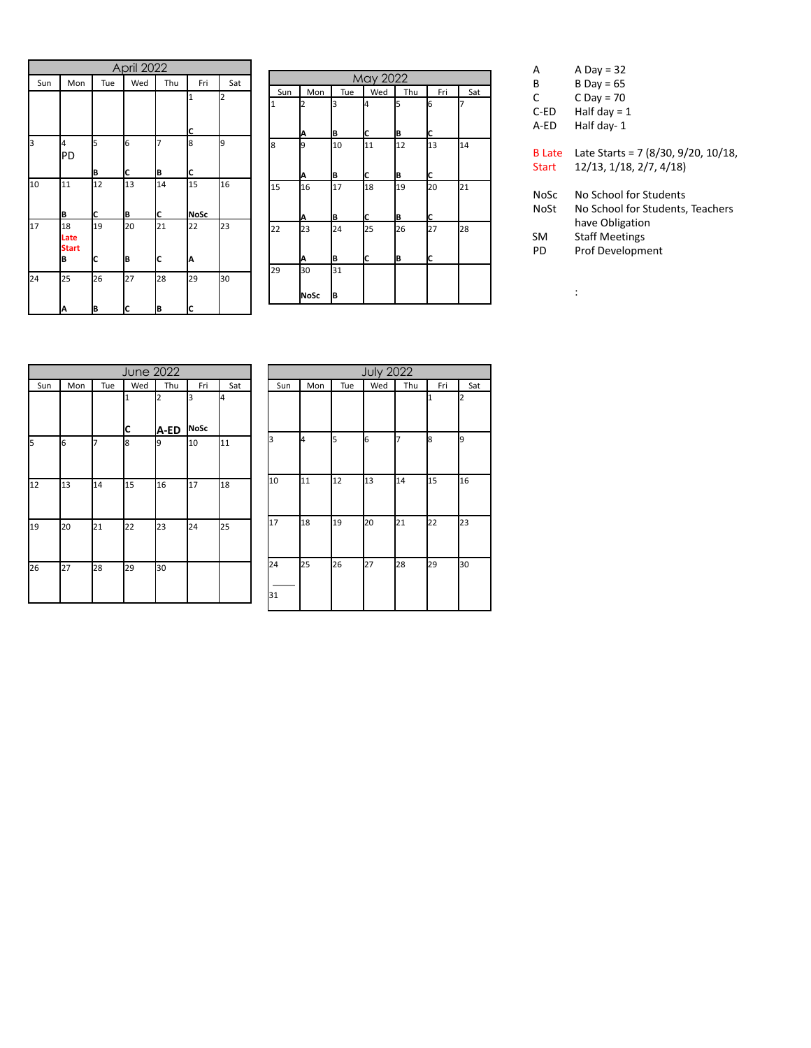## April 2022

| Sun | Mon | Tue | Wed | Thu | Fri | Sat |
|---|---|---|---|---|---|---|
| | | | | | 1 C | 2 |
| 3 | 4 PD | 5 B | 6 C | 7 B | 8 C | 9 |
| 10 | 11 B | 12 C | 13 B | 14 C | 15 NoSc | 16 |
| 17 | 18 Late Start B | 19 C | 20 B | 21 C | 22 A | 23 |
| 24 | 25 A | 26 B | 27 C | 28 B | 29 C | 30 |

## May 2022

| Sun | Mon | Tue | Wed | Thu | Fri | Sat |
|---|---|---|---|---|---|---|
| 1 | 2 A | 3 B | 4 C | 5 B | 6 C | 7 |
| 8 | 9 A | 10 B | 11 C | 12 B | 13 C | 14 |
| 15 | 16 A | 17 B | 18 C | 19 B | 20 C | 21 |
| 22 | 23 A | 24 B | 25 C | 26 B | 27 C | 28 |
| 29 | 30 NoSc | 31 B | | | | |

| | |
|---|---|
| A | A Day = 32 |
| B | B Day = 65 |
| C | C Day = 70 |
| C-ED | Half day = 1 |
| A-ED | Half day- 1 |
| B Late Start | Late Starts = 7 (8/30, 9/20, 10/18, 12/13, 1/18, 2/7, 4/18) |
| NoSc | No School for Students |
| NoSt | No School for Students, Teachers have Obligation |
| SM | Staff Meetings |
| PD | Prof Development |

:

## June 2022

| Sun | Mon | Tue | Wed | Thu | Fri | Sat |
|---|---|---|---|---|---|---|
| | | | 1 C | 2 A-ED | 3 NoSc | 4 |
| 5 | 6 | 7 | 8 | 9 | 10 | 11 |
| 12 | 13 | 14 | 15 | 16 | 17 | 18 |
| 19 | 20 | 21 | 22 | 23 | 24 | 25 |
| 26 | 27 | 28 | 29 | 30 | | |

## July 2022

| Sun | Mon | Tue | Wed | Thu | Fri | Sat |
|---|---|---|---|---|---|---|
| | | | | | 1 | 2 |
| 3 | 4 | 5 | 6 | 7 | 8 | 9 |
| 10 | 11 | 12 | 13 | 14 | 15 | 16 |
| 17 | 18 | 19 | 20 | 21 | 22 | 23 |
| 24 / 31 | 25 | 26 | 27 | 28 | 29 | 30 |